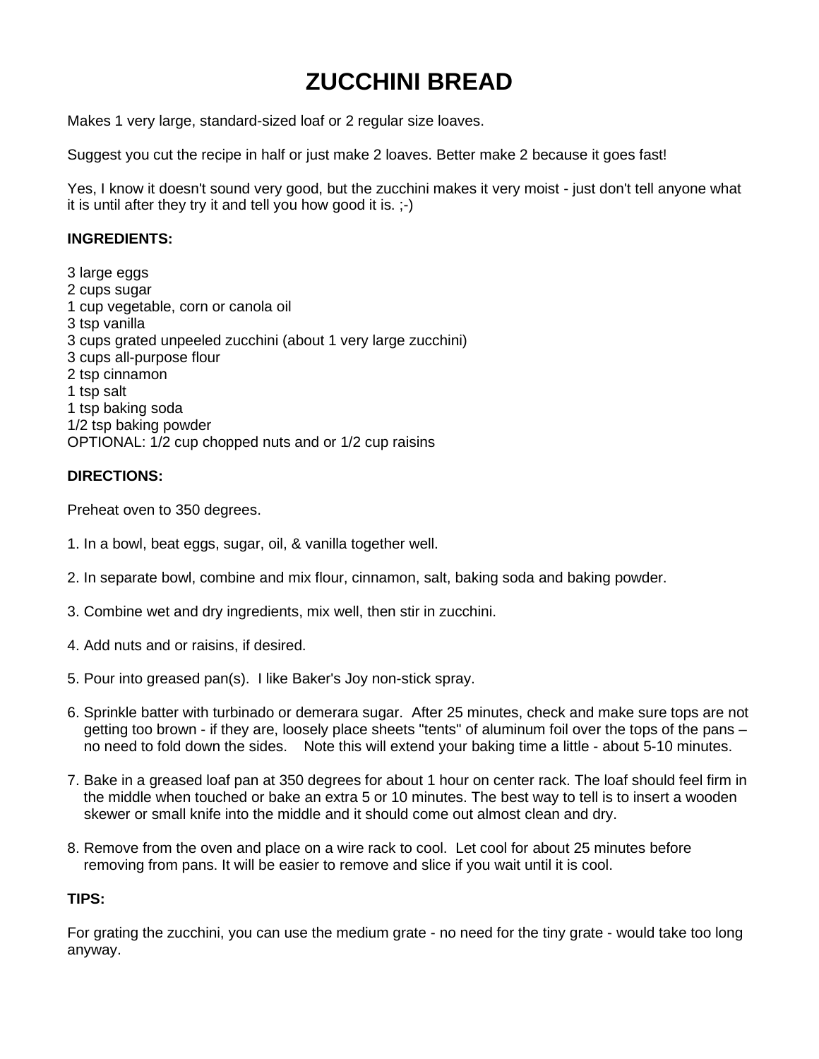# ZUCCHINI BREAD

Makes 1 very large, standard-sized loaf or 2 regular size loaves.

Suggest you cut the recipe in half or just make 2 loaves. Better make 2 because it goes fast!

Yes, I know it doesn't sound very good, but the zucchini makes it very moist - just don't tell anyone what it is until after they try it and tell you how good it is. ;-)

**INGREDIENTS:**

3 large eggs
2 cups sugar
1 cup vegetable, corn or canola oil
3 tsp vanilla
3 cups grated unpeeled zucchini (about 1 very large zucchini)
3 cups all-purpose flour
2 tsp cinnamon
1 tsp salt
1 tsp baking soda
1/2 tsp baking powder
OPTIONAL: 1/2 cup chopped nuts and or 1/2 cup raisins

**DIRECTIONS:**

Preheat oven to 350 degrees.

1. In a bowl, beat eggs, sugar, oil, & vanilla together well.

2. In separate bowl, combine and mix flour, cinnamon, salt, baking soda and baking powder.

3. Combine wet and dry ingredients, mix well, then stir in zucchini.

4. Add nuts and or raisins, if desired.

5. Pour into greased pan(s). I like Baker's Joy non-stick spray.

6. Sprinkle batter with turbinado or demerara sugar. After 25 minutes, check and make sure tops are not getting too brown - if they are, loosely place sheets "tents" of aluminum foil over the tops of the pans – no need to fold down the sides. Note this will extend your baking time a little - about 5-10 minutes.

7. Bake in a greased loaf pan at 350 degrees for about 1 hour on center rack. The loaf should feel firm in the middle when touched or bake an extra 5 or 10 minutes. The best way to tell is to insert a wooden skewer or small knife into the middle and it should come out almost clean and dry.

8. Remove from the oven and place on a wire rack to cool. Let cool for about 25 minutes before removing from pans. It will be easier to remove and slice if you wait until it is cool.

**TIPS:**

For grating the zucchini, you can use the medium grate - no need for the tiny grate - would take too long anyway.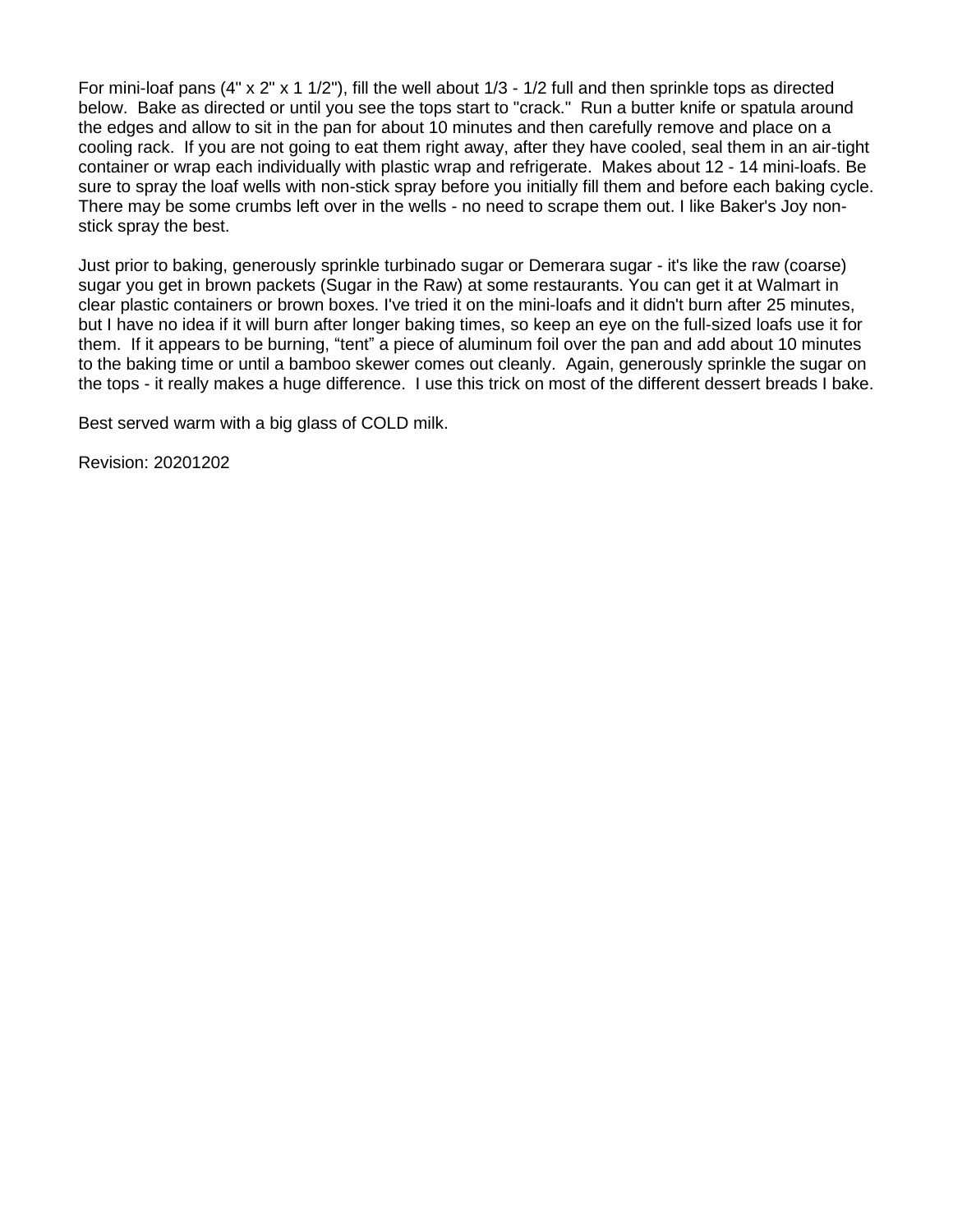For mini-loaf pans (4" x 2" x 1 1/2"), fill the well about 1/3 - 1/2 full and then sprinkle tops as directed below.  Bake as directed or until you see the tops start to "crack."  Run a butter knife or spatula around the edges and allow to sit in the pan for about 10 minutes and then carefully remove and place on a cooling rack.  If you are not going to eat them right away, after they have cooled, seal them in an air-tight container or wrap each individually with plastic wrap and refrigerate.  Makes about 12 - 14 mini-loafs. Be sure to spray the loaf wells with non-stick spray before you initially fill them and before each baking cycle. There may be some crumbs left over in the wells - no need to scrape them out. I like Baker's Joy non-stick spray the best.

Just prior to baking, generously sprinkle turbinado sugar or Demerara sugar - it's like the raw (coarse) sugar you get in brown packets (Sugar in the Raw) at some restaurants. You can get it at Walmart in clear plastic containers or brown boxes. I've tried it on the mini-loafs and it didn't burn after 25 minutes, but I have no idea if it will burn after longer baking times, so keep an eye on the full-sized loafs use it for them.  If it appears to be burning, “tent” a piece of aluminum foil over the pan and add about 10 minutes to the baking time or until a bamboo skewer comes out cleanly.  Again, generously sprinkle the sugar on the tops - it really makes a huge difference.  I use this trick on most of the different dessert breads I bake.

Best served warm with a big glass of COLD milk.

Revision: 20201202